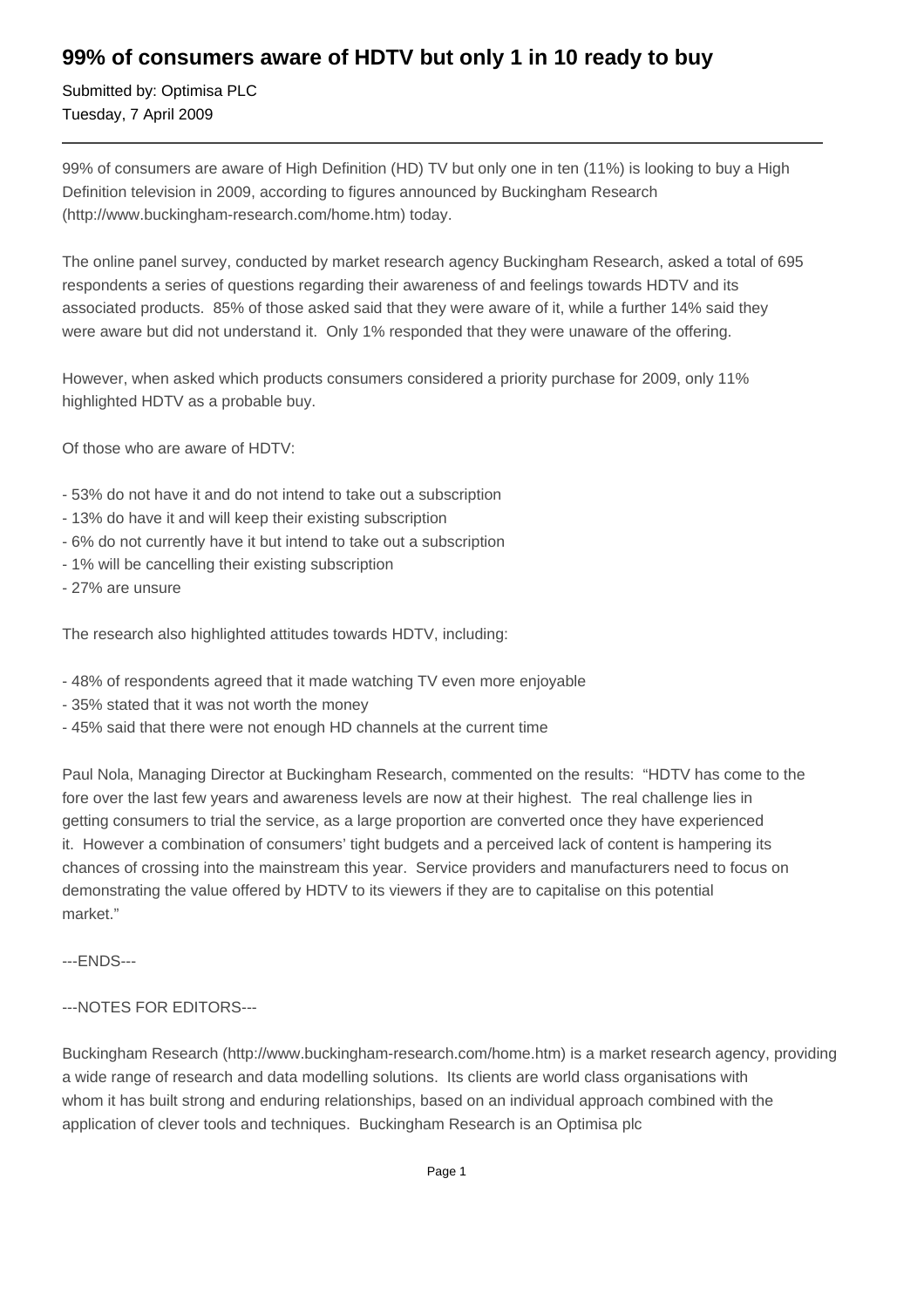# 99% of consumers aware of HDTV but only 1 in 10 ready to buy

Submitted by: Optimisa PLC
Tuesday, 7 April 2009

---

99% of consumers are aware of High Definition (HD) TV but only one in ten (11%) is looking to buy a High Definition television in 2009, according to figures announced by Buckingham Research (http://www.buckingham-research.com/home.htm) today.

The online panel survey, conducted by market research agency Buckingham Research, asked a total of 695 respondents a series of questions regarding their awareness of and feelings towards HDTV and its associated products. 85% of those asked said that they were aware of it, while a further 14% said they were aware but did not understand it. Only 1% responded that they were unaware of the offering.

However, when asked which products consumers considered a priority purchase for 2009, only 11% highlighted HDTV as a probable buy.

Of those who are aware of HDTV:

- 53% do not have it and do not intend to take out a subscription
- 13% do have it and will keep their existing subscription
- 6% do not currently have it but intend to take out a subscription
- 1% will be cancelling their existing subscription
- 27% are unsure

The research also highlighted attitudes towards HDTV, including:

- 48% of respondents agreed that it made watching TV even more enjoyable
- 35% stated that it was not worth the money
- 45% said that there were not enough HD channels at the current time

Paul Nola, Managing Director at Buckingham Research, commented on the results: "HDTV has come to the fore over the last few years and awareness levels are now at their highest. The real challenge lies in getting consumers to trial the service, as a large proportion are converted once they have experienced it. However a combination of consumers' tight budgets and a perceived lack of content is hampering its chances of crossing into the mainstream this year. Service providers and manufacturers need to focus on demonstrating the value offered by HDTV to its viewers if they are to capitalise on this potential market."

---ENDS---

---NOTES FOR EDITORS---

Buckingham Research (http://www.buckingham-research.com/home.htm) is a market research agency, providing a wide range of research and data modelling solutions. Its clients are world class organisations with whom it has built strong and enduring relationships, based on an individual approach combined with the application of clever tools and techniques. Buckingham Research is an Optimisa plc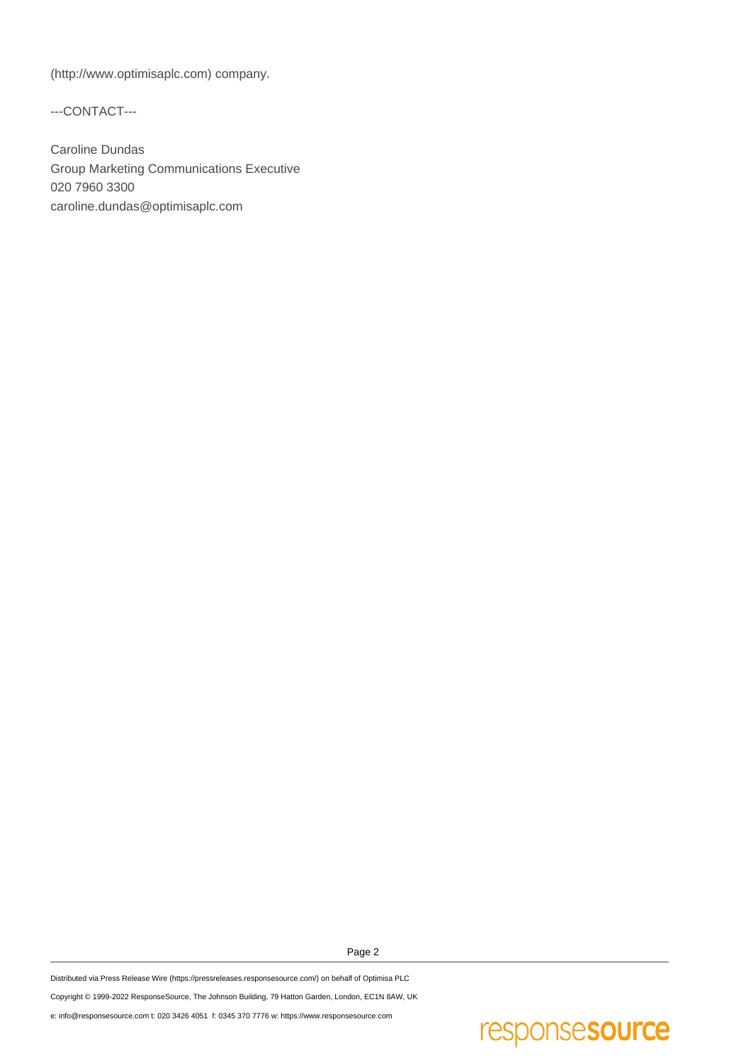(http://www.optimisaplc.com) company.

---CONTACT---

Caroline Dundas
Group Marketing Communications Executive
020 7960 3300
caroline.dundas@optimisaplc.com